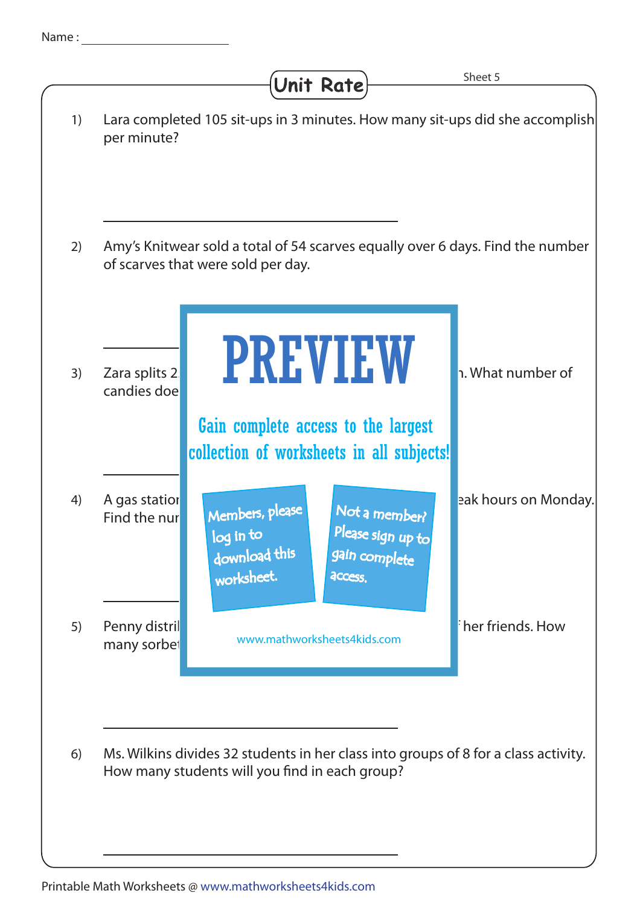Name : ____________________

# Unit Rate

Sheet 5

1) Lara completed 105 sit-ups in 3 minutes. How many sit-ups did she accomplish per minute?

_______________________________

2) Amy's Knitwear sold a total of 54 scarves equally over 6 days. Find the number of scarves that were sold per day.

_______________________________

3) Zara splits 2 ... n. What number of candies doe...

_______________________________

4) A gas station ... eak hours on Monday. Find the nu...

_______________________________

5) Penny distri... her friends. How many sorbe...

_______________________________

6) Ms. Wilkins divides 32 students in her class into groups of 8 for a class activity. How many students will you find in each group?

_______________________________

PREVIEW

Gain complete access to the largest collection of worksheets in all subjects!

Members, please log in to download this worksheet.

Not a member? Please sign up to gain complete access.

www.mathworksheets4kids.com

Printable Math Worksheets @ www.mathworksheets4kids.com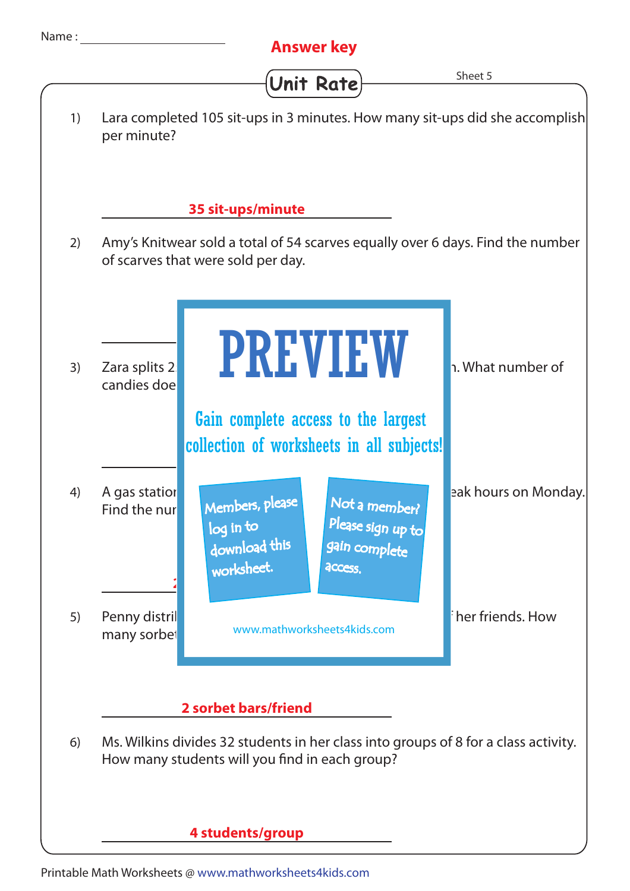Name : ____________________

**Answer key**

# Unit Rate

Sheet 5

1) Lara completed 105 sit-ups in 3 minutes. How many sit-ups did she accomplish per minute?

**35 sit-ups/minute**

2) Amy's Knitwear sold a total of 54 scarves equally over 6 days. Find the number of scarves that were sold per day.

3) Zara splits 2 ... n. What number of candies doe...

4) A gas statio... eak hours on Monday. Find the nu...

5) Penny distri... her friends. How many sorbe...

PREVIEW

Gain complete access to the largest collection of worksheets in all subjects!

Members, please log in to download this worksheet.

Not a member? Please sign up to gain complete access.

www.mathworksheets4kids.com

**2 sorbet bars/friend**

6) Ms. Wilkins divides 32 students in her class into groups of 8 for a class activity. How many students will you find in each group?

**4 students/group**